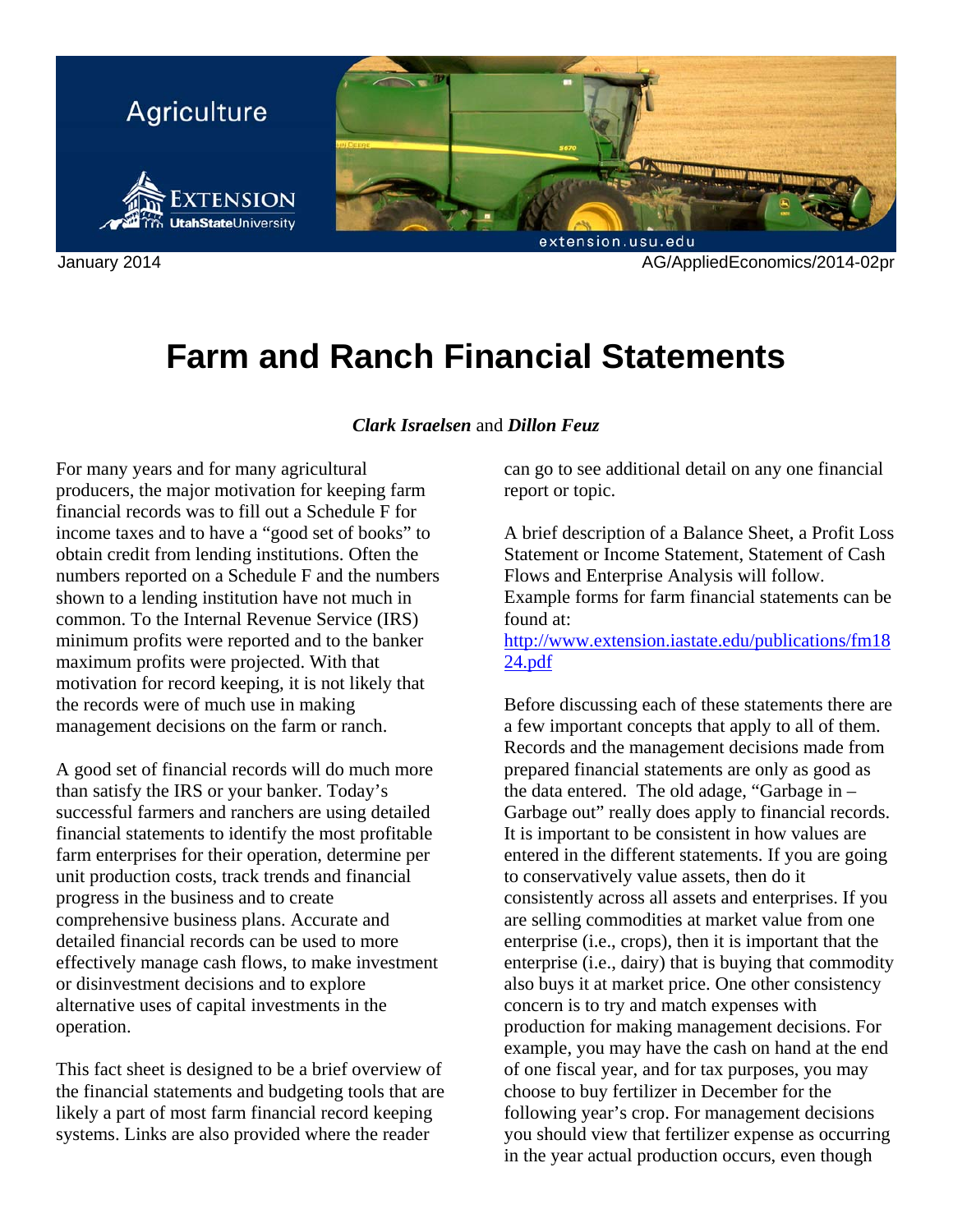Agriculture

January 2014 AG/AppliedEconomics/2014-02pr

# Farm and Ranch Financial Statements

***Clark Israelsen*** and ***Dillon Feuz***

For many years and for many agricultural producers, the major motivation for keeping farm financial records was to fill out a Schedule F for income taxes and to have a "good set of books" to obtain credit from lending institutions. Often the numbers reported on a Schedule F and the numbers shown to a lending institution have not much in common. To the Internal Revenue Service (IRS) minimum profits were reported and to the banker maximum profits were projected. With that motivation for record keeping, it is not likely that the records were of much use in making management decisions on the farm or ranch.

A good set of financial records will do much more than satisfy the IRS or your banker. Today's successful farmers and ranchers are using detailed financial statements to identify the most profitable farm enterprises for their operation, determine per unit production costs, track trends and financial progress in the business and to create comprehensive business plans. Accurate and detailed financial records can be used to more effectively manage cash flows, to make investment or disinvestment decisions and to explore alternative uses of capital investments in the operation.

This fact sheet is designed to be a brief overview of the financial statements and budgeting tools that are likely a part of most farm financial record keeping systems. Links are also provided where the reader can go to see additional detail on any one financial report or topic.

A brief description of a Balance Sheet, a Profit Loss Statement or Income Statement, Statement of Cash Flows and Enterprise Analysis will follow. Example forms for farm financial statements can be found at:
http://www.extension.iastate.edu/publications/fm1824.pdf

Before discussing each of these statements there are a few important concepts that apply to all of them. Records and the management decisions made from prepared financial statements are only as good as the data entered. The old adage, "Garbage in – Garbage out" really does apply to financial records. It is important to be consistent in how values are entered in the different statements. If you are going to conservatively value assets, then do it consistently across all assets and enterprises. If you are selling commodities at market value from one enterprise (i.e., crops), then it is important that the enterprise (i.e., dairy) that is buying that commodity also buys it at market price. One other consistency concern is to try and match expenses with production for making management decisions. For example, you may have the cash on hand at the end of one fiscal year, and for tax purposes, you may choose to buy fertilizer in December for the following year's crop. For management decisions you should view that fertilizer expense as occurring in the year actual production occurs, even though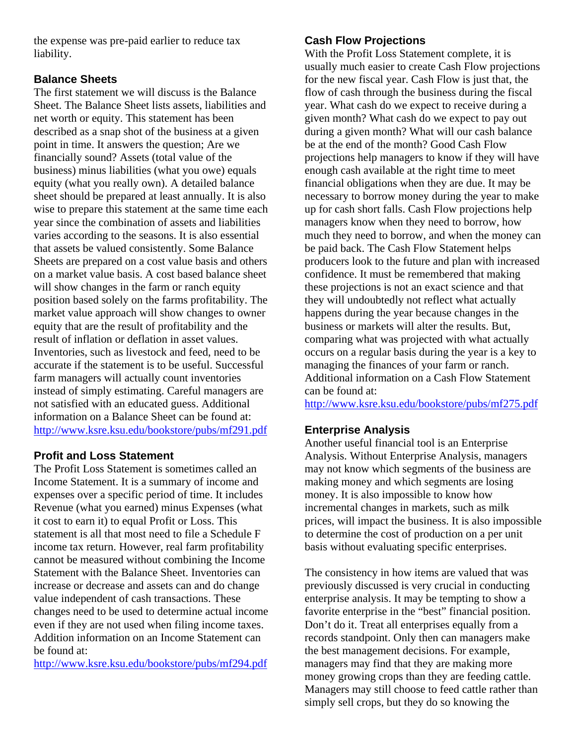the expense was pre-paid earlier to reduce tax liability.

### Balance Sheets

The first statement we will discuss is the Balance Sheet. The Balance Sheet lists assets, liabilities and net worth or equity. This statement has been described as a snap shot of the business at a given point in time. It answers the question; Are we financially sound? Assets (total value of the business) minus liabilities (what you owe) equals equity (what you really own). A detailed balance sheet should be prepared at least annually. It is also wise to prepare this statement at the same time each year since the combination of assets and liabilities varies according to the seasons. It is also essential that assets be valued consistently. Some Balance Sheets are prepared on a cost value basis and others on a market value basis. A cost based balance sheet will show changes in the farm or ranch equity position based solely on the farms profitability. The market value approach will show changes to owner equity that are the result of profitability and the result of inflation or deflation in asset values. Inventories, such as livestock and feed, need to be accurate if the statement is to be useful. Successful farm managers will actually count inventories instead of simply estimating. Careful managers are not satisfied with an educated guess. Additional information on a Balance Sheet can be found at: http://www.ksre.ksu.edu/bookstore/pubs/mf291.pdf

### Profit and Loss Statement

The Profit Loss Statement is sometimes called an Income Statement. It is a summary of income and expenses over a specific period of time. It includes Revenue (what you earned) minus Expenses (what it cost to earn it) to equal Profit or Loss. This statement is all that most need to file a Schedule F income tax return. However, real farm profitability cannot be measured without combining the Income Statement with the Balance Sheet. Inventories can increase or decrease and assets can and do change value independent of cash transactions. These changes need to be used to determine actual income even if they are not used when filing income taxes. Addition information on an Income Statement can be found at:
http://www.ksre.ksu.edu/bookstore/pubs/mf294.pdf

### Cash Flow Projections

With the Profit Loss Statement complete, it is usually much easier to create Cash Flow projections for the new fiscal year. Cash Flow is just that, the flow of cash through the business during the fiscal year. What cash do we expect to receive during a given month? What cash do we expect to pay out during a given month? What will our cash balance be at the end of the month? Good Cash Flow projections help managers to know if they will have enough cash available at the right time to meet financial obligations when they are due. It may be necessary to borrow money during the year to make up for cash short falls. Cash Flow projections help managers know when they need to borrow, how much they need to borrow, and when the money can be paid back. The Cash Flow Statement helps producers look to the future and plan with increased confidence. It must be remembered that making these projections is not an exact science and that they will undoubtedly not reflect what actually happens during the year because changes in the business or markets will alter the results. But, comparing what was projected with what actually occurs on a regular basis during the year is a key to managing the finances of your farm or ranch. Additional information on a Cash Flow Statement can be found at:
http://www.ksre.ksu.edu/bookstore/pubs/mf275.pdf

### Enterprise Analysis

Another useful financial tool is an Enterprise Analysis. Without Enterprise Analysis, managers may not know which segments of the business are making money and which segments are losing money. It is also impossible to know how incremental changes in markets, such as milk prices, will impact the business. It is also impossible to determine the cost of production on a per unit basis without evaluating specific enterprises.

The consistency in how items are valued that was previously discussed is very crucial in conducting enterprise analysis. It may be tempting to show a favorite enterprise in the "best" financial position. Don't do it. Treat all enterprises equally from a records standpoint. Only then can managers make the best management decisions. For example, managers may find that they are making more money growing crops than they are feeding cattle. Managers may still choose to feed cattle rather than simply sell crops, but they do so knowing the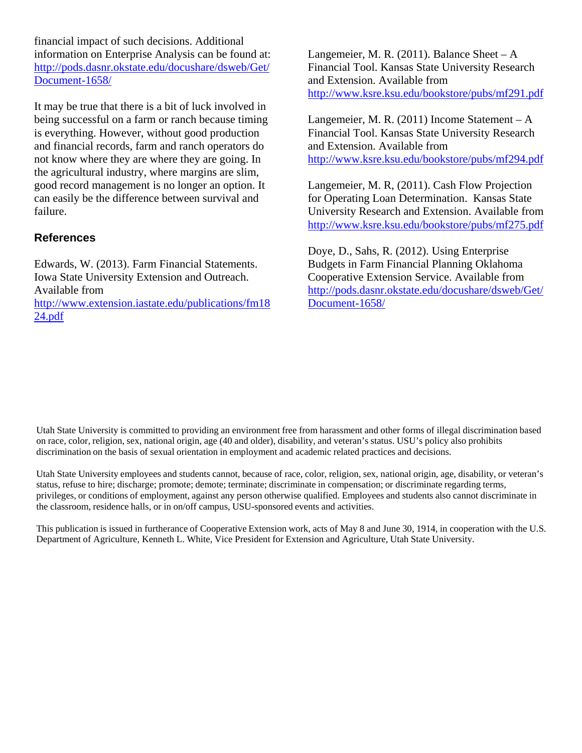financial impact of such decisions. Additional information on Enterprise Analysis can be found at: http://pods.dasnr.okstate.edu/docushare/dsweb/Get/Document-1658/

It may be true that there is a bit of luck involved in being successful on a farm or ranch because timing is everything. However, without good production and financial records, farm and ranch operators do not know where they are where they are going. In the agricultural industry, where margins are slim, good record management is no longer an option. It can easily be the difference between survival and failure.

## References

Edwards, W. (2013). Farm Financial Statements. Iowa State University Extension and Outreach. Available from http://www.extension.iastate.edu/publications/fm1824.pdf

Langemeier, M. R. (2011). Balance Sheet – A Financial Tool. Kansas State University Research and Extension. Available from http://www.ksre.ksu.edu/bookstore/pubs/mf291.pdf

Langemeier, M. R. (2011) Income Statement – A Financial Tool. Kansas State University Research and Extension. Available from http://www.ksre.ksu.edu/bookstore/pubs/mf294.pdf

Langemeier, M. R, (2011). Cash Flow Projection for Operating Loan Determination. Kansas State University Research and Extension. Available from http://www.ksre.ksu.edu/bookstore/pubs/mf275.pdf

Doye, D., Sahs, R. (2012). Using Enterprise Budgets in Farm Financial Planning Oklahoma Cooperative Extension Service. Available from http://pods.dasnr.okstate.edu/docushare/dsweb/Get/Document-1658/

Utah State University is committed to providing an environment free from harassment and other forms of illegal discrimination based on race, color, religion, sex, national origin, age (40 and older), disability, and veteran's status. USU's policy also prohibits discrimination on the basis of sexual orientation in employment and academic related practices and decisions.

Utah State University employees and students cannot, because of race, color, religion, sex, national origin, age, disability, or veteran's status, refuse to hire; discharge; promote; demote; terminate; discriminate in compensation; or discriminate regarding terms, privileges, or conditions of employment, against any person otherwise qualified. Employees and students also cannot discriminate in the classroom, residence halls, or in on/off campus, USU-sponsored events and activities.

This publication is issued in furtherance of Cooperative Extension work, acts of May 8 and June 30, 1914, in cooperation with the U.S. Department of Agriculture, Kenneth L. White, Vice President for Extension and Agriculture, Utah State University.